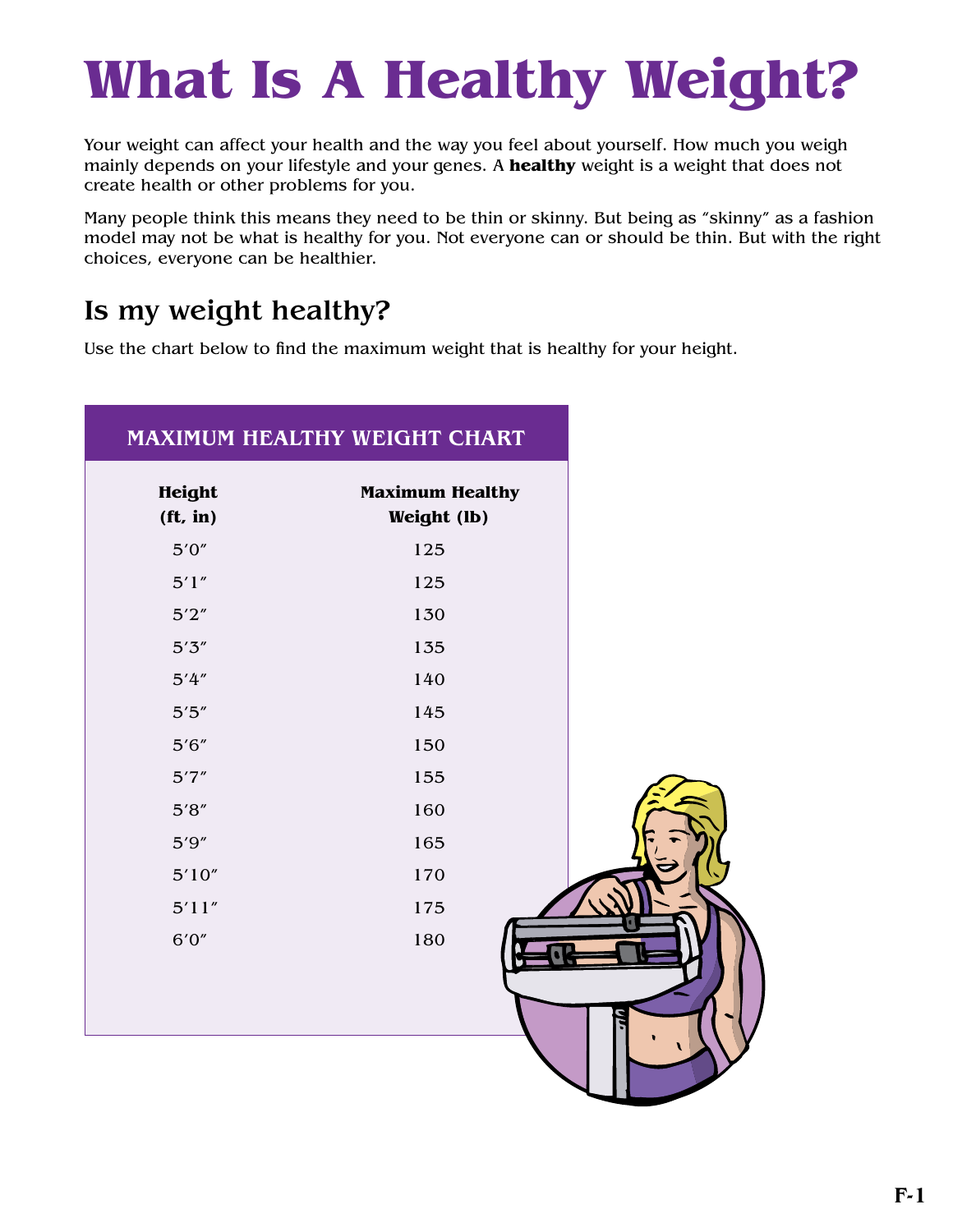# What Is A Healthy Weight?

Your weight can affect your health and the way you feel about yourself. How much you weigh mainly depends on your lifestyle and your genes. A **healthy** weight is a weight that does not create health or other problems for you.

Many people think this means they need to be thin or skinny. But being as "skinny" as a fashion model may not be what is healthy for you. Not everyone can or should be thin. But with the right choices, everyone can be healthier.

## Is my weight healthy?

Use the chart below to find the maximum weight that is healthy for your height.

**MAXIMUM HEALTHY WEIGHT CHART**

| Height (ft, in) | Maximum Healthy Weight (lb) |
| --- | --- |
| 5′0″ | 125 |
| 5′1″ | 125 |
| 5′2″ | 130 |
| 5′3″ | 135 |
| 5′4″ | 140 |
| 5′5″ | 145 |
| 5′6″ | 150 |
| 5′7″ | 155 |
| 5′8″ | 160 |
| 5′9″ | 165 |
| 5′10″ | 170 |
| 5′11″ | 175 |
| 6′0″ | 180 |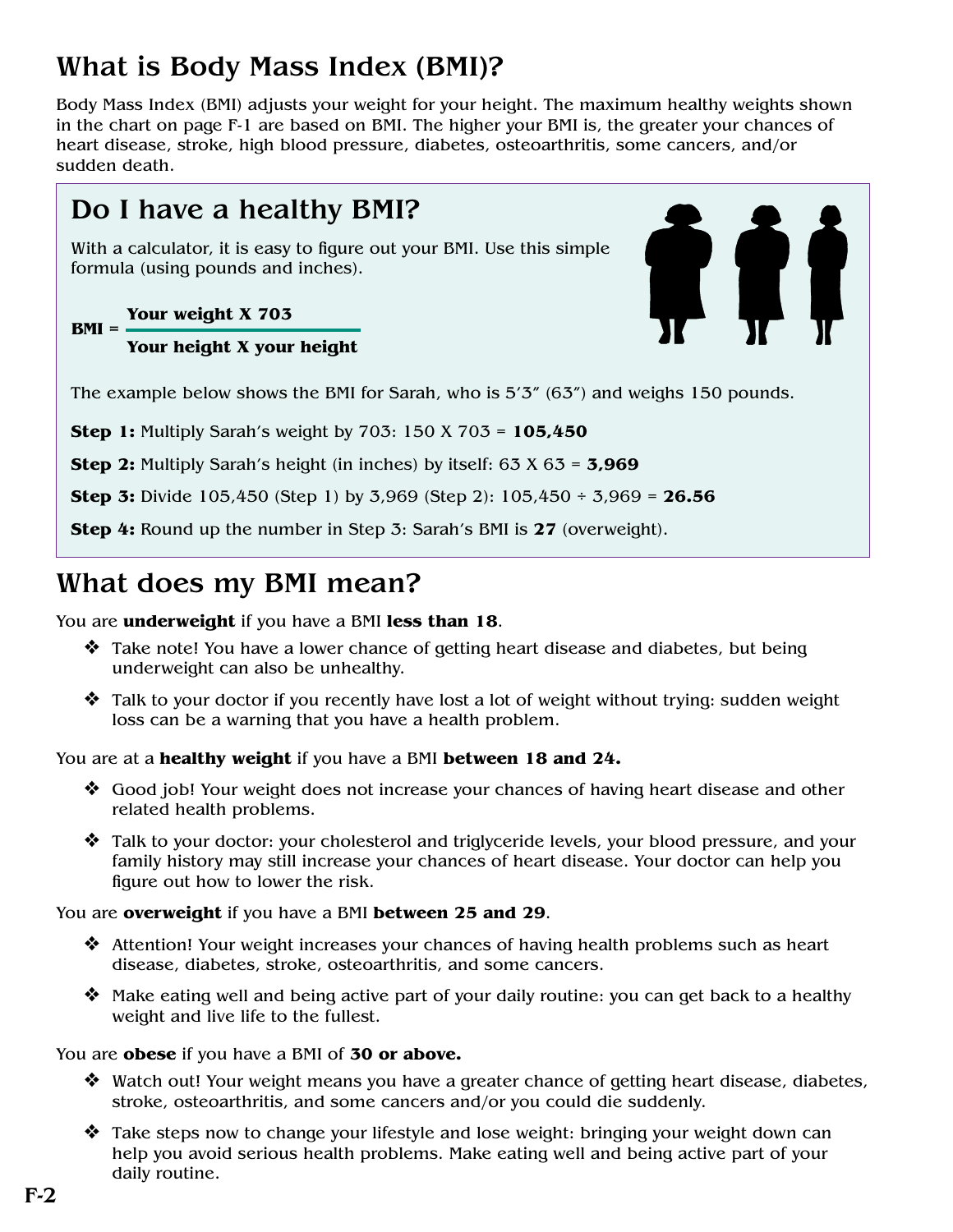# What is Body Mass Index (BMI)?

Body Mass Index (BMI) adjusts your weight for your height. The maximum healthy weights shown in the chart on page F-1 are based on BMI. The higher your BMI is, the greater your chances of heart disease, stroke, high blood pressure, diabetes, osteoarthritis, some cancers, and/or sudden death.

## Do I have a healthy BMI?

With a calculator, it is easy to figure out your BMI. Use this simple formula (using pounds and inches).

$$\textbf{BMI} = \frac{\textbf{Your weight X 703}}{\textbf{Your height X your height}}$$

The example below shows the BMI for Sarah, who is 5'3" (63") and weighs 150 pounds.

**Step 1:** Multiply Sarah's weight by 703: 150 X 703 = **105,450**

**Step 2:** Multiply Sarah's height (in inches) by itself: 63 X 63 = **3,969**

**Step 3:** Divide 105,450 (Step 1) by 3,969 (Step 2): 105,450 ÷ 3,969 = **26.56**

**Step 4:** Round up the number in Step 3: Sarah's BMI is **27** (overweight).

# What does my BMI mean?

You are **underweight** if you have a BMI **less than 18**.

- Take note! You have a lower chance of getting heart disease and diabetes, but being underweight can also be unhealthy.
- Talk to your doctor if you recently have lost a lot of weight without trying: sudden weight loss can be a warning that you have a health problem.

You are at a **healthy weight** if you have a BMI **between 18 and 24.**

- Good job! Your weight does not increase your chances of having heart disease and other related health problems.
- Talk to your doctor: your cholesterol and triglyceride levels, your blood pressure, and your family history may still increase your chances of heart disease. Your doctor can help you figure out how to lower the risk.

You are **overweight** if you have a BMI **between 25 and 29**.

- Attention! Your weight increases your chances of having health problems such as heart disease, diabetes, stroke, osteoarthritis, and some cancers.
- Make eating well and being active part of your daily routine: you can get back to a healthy weight and live life to the fullest.

You are **obese** if you have a BMI of **30 or above.**

- Watch out! Your weight means you have a greater chance of getting heart disease, diabetes, stroke, osteoarthritis, and some cancers and/or you could die suddenly.
- Take steps now to change your lifestyle and lose weight: bringing your weight down can help you avoid serious health problems. Make eating well and being active part of your daily routine.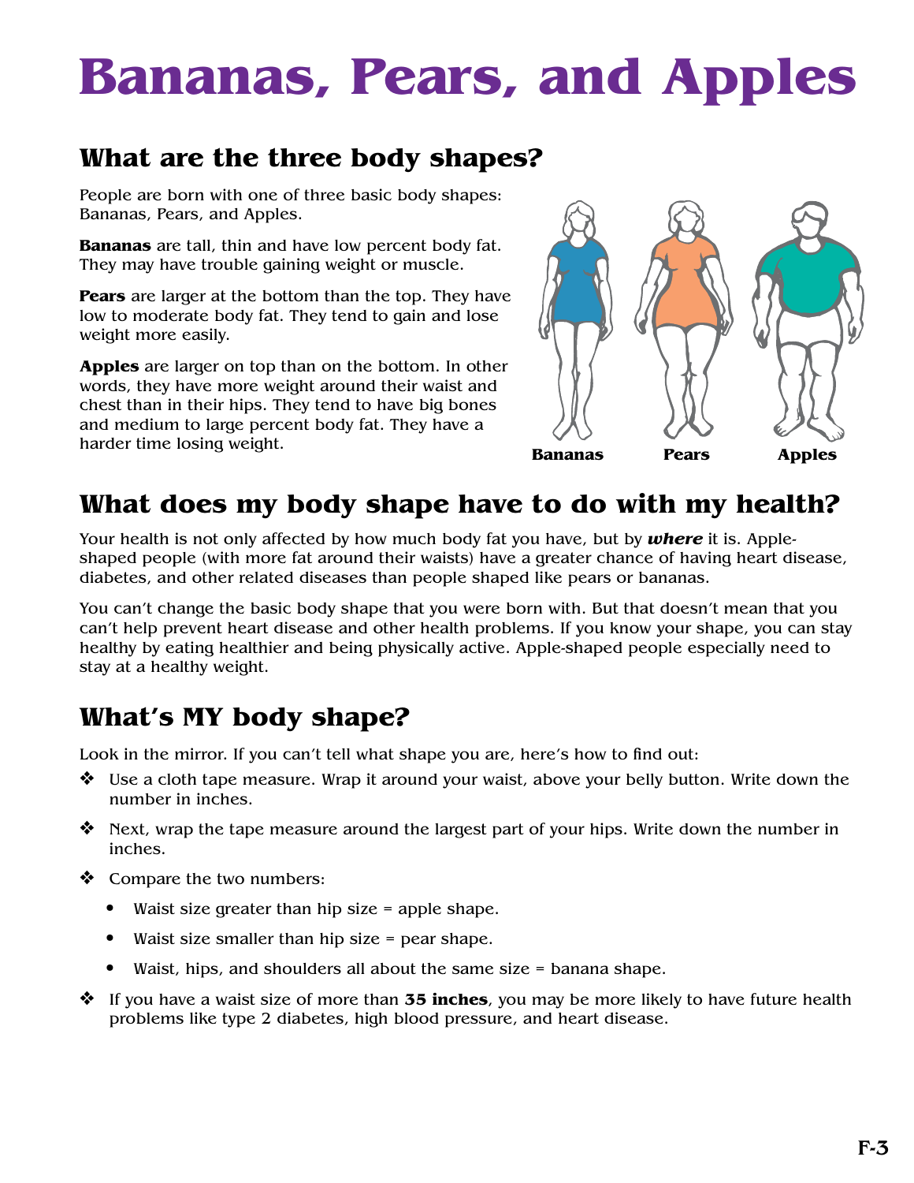# Bananas, Pears, and Apples

## What are the three body shapes?

People are born with one of three basic body shapes: Bananas, Pears, and Apples.

**Bananas** are tall, thin and have low percent body fat. They may have trouble gaining weight or muscle.

**Pears** are larger at the bottom than the top. They have low to moderate body fat. They tend to gain and lose weight more easily.

**Apples** are larger on top than on the bottom. In other words, they have more weight around their waist and chest than in their hips. They tend to have big bones and medium to large percent body fat. They have a harder time losing weight.

**Bananas** **Pears** **Apples**

## What does my body shape have to do with my health?

Your health is not only affected by how much body fat you have, but by ***where*** it is. Apple-shaped people (with more fat around their waists) have a greater chance of having heart disease, diabetes, and other related diseases than people shaped like pears or bananas.

You can't change the basic body shape that you were born with. But that doesn't mean that you can't help prevent heart disease and other health problems. If you know your shape, you can stay healthy by eating healthier and being physically active. Apple-shaped people especially need to stay at a healthy weight.

## What's MY body shape?

Look in the mirror. If you can't tell what shape you are, here's how to find out:

- Use a cloth tape measure. Wrap it around your waist, above your belly button. Write down the number in inches.
- Next, wrap the tape measure around the largest part of your hips. Write down the number in inches.
- Compare the two numbers:
  - Waist size greater than hip size = apple shape.
  - Waist size smaller than hip size = pear shape.
  - Waist, hips, and shoulders all about the same size = banana shape.
- If you have a waist size of more than **35 inches**, you may be more likely to have future health problems like type 2 diabetes, high blood pressure, and heart disease.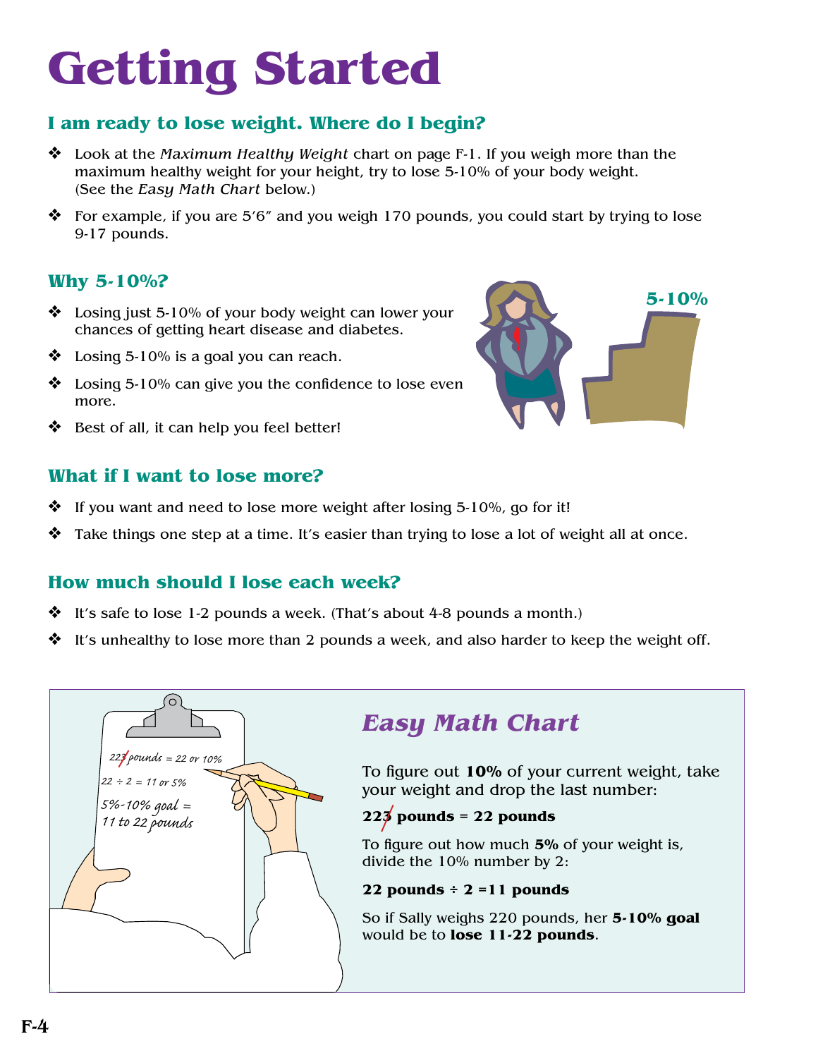# Getting Started

### I am ready to lose weight. Where do I begin?

- Look at the *Maximum Healthy Weight* chart on page F-1. If you weigh more than the maximum healthy weight for your height, try to lose 5-10% of your body weight. (See the *Easy Math Chart* below.)
- For example, if you are 5′6″ and you weigh 170 pounds, you could start by trying to lose 9-17 pounds.

### Why 5-10%?

- Losing just 5-10% of your body weight can lower your chances of getting heart disease and diabetes.
- Losing 5-10% is a goal you can reach.
- Losing 5-10% can give you the confidence to lose even more.
- Best of all, it can help you feel better!

### What if I want to lose more?

- If you want and need to lose more weight after losing 5-10%, go for it!
- Take things one step at a time. It's easier than trying to lose a lot of weight all at once.

### How much should I lose each week?

- It's safe to lose 1-2 pounds a week. (That's about 4-8 pounds a month.)
- It's unhealthy to lose more than 2 pounds a week, and also harder to keep the weight off.

## *Easy Math Chart*

To figure out **10%** of your current weight, take your weight and drop the last number:

**22~~3~~ pounds = 22 pounds**

To figure out how much **5%** of your weight is, divide the 10% number by 2:

**22 pounds ÷ 2 =11 pounds**

So if Sally weighs 220 pounds, her **5-10% goal** would be to **lose 11-22 pounds**.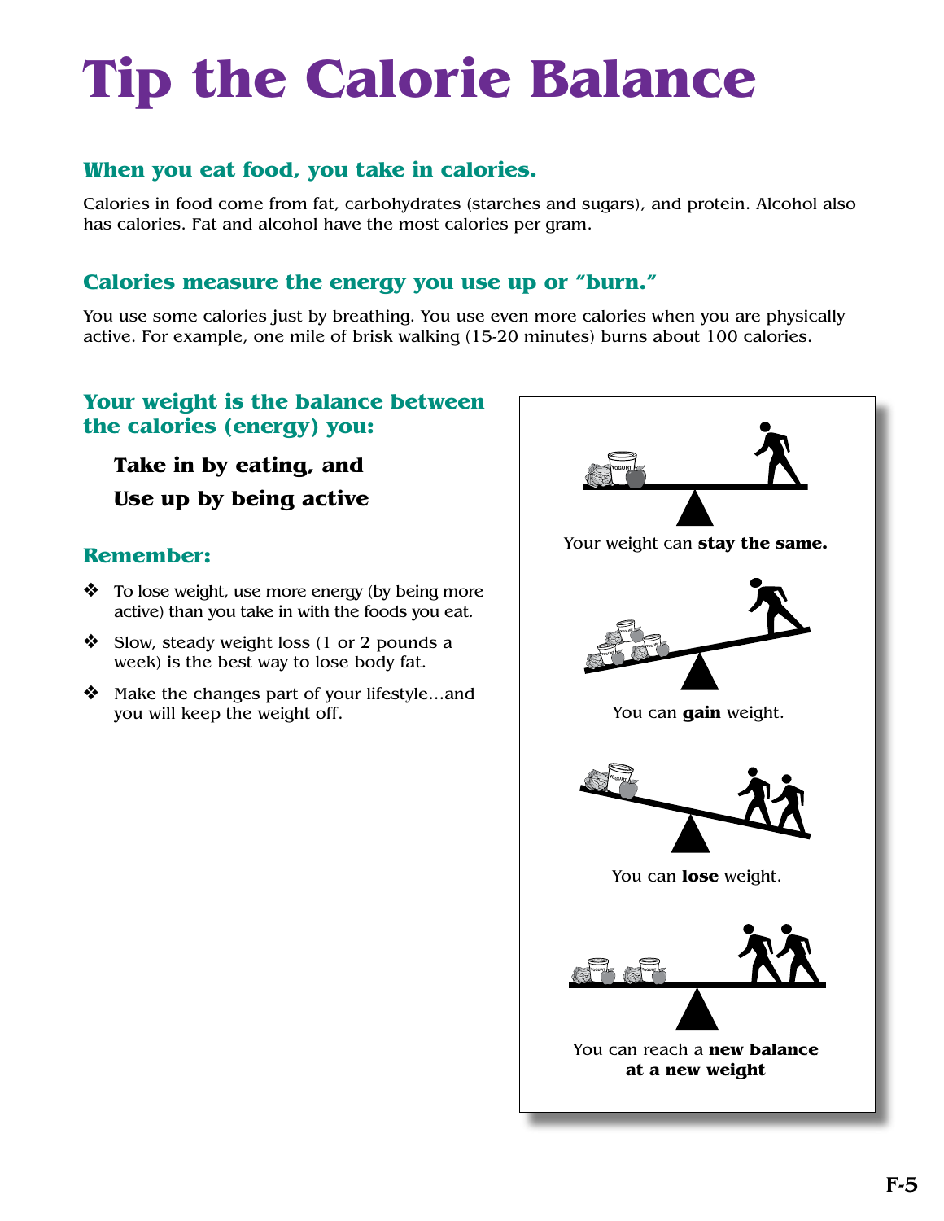# Tip the Calorie Balance

## When you eat food, you take in calories.

Calories in food come from fat, carbohydrates (starches and sugars), and protein. Alcohol also has calories. Fat and alcohol have the most calories per gram.

## Calories measure the energy you use up or "burn."

You use some calories just by breathing. You use even more calories when you are physically active. For example, one mile of brisk walking (15-20 minutes) burns about 100 calories.

## Your weight is the balance between the calories (energy) you:

**Take in by eating, and**

**Use up by being active**

## Remember:

- To lose weight, use more energy (by being more active) than you take in with the foods you eat.
- Slow, steady weight loss (1 or 2 pounds a week) is the best way to lose body fat.
- Make the changes part of your lifestyle...and you will keep the weight off.

Your weight can **stay the same.**

You can **gain** weight.

You can **lose** weight.

You can reach a **new balance at a new weight**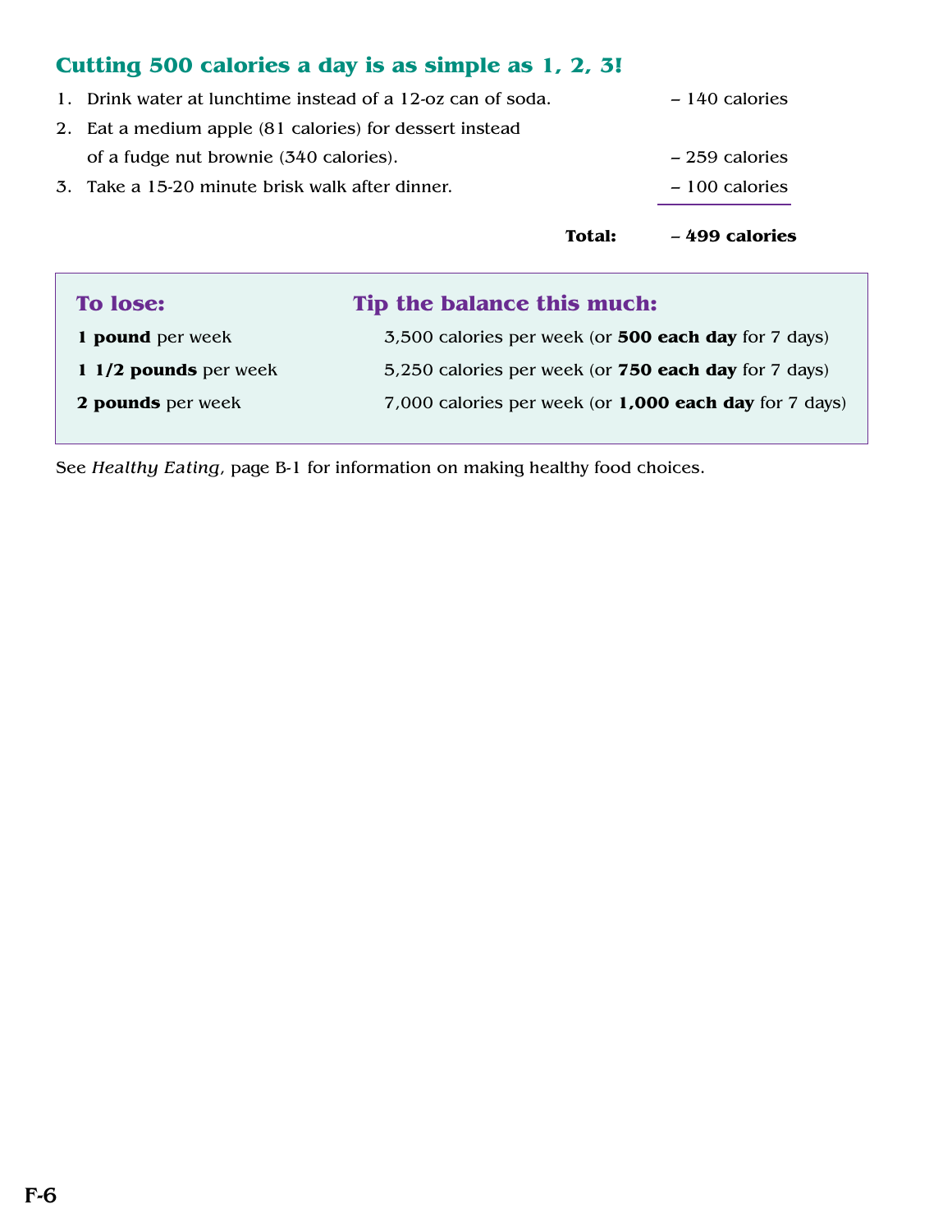## Cutting 500 calories a day is as simple as 1, 2, 3!

| | |
|---|---|
| 1. Drink water at lunchtime instead of a 12-oz can of soda. | – 140 calories |
| 2. Eat a medium apple (81 calories) for dessert instead of a fudge nut brownie (340 calories). | – 259 calories |
| 3. Take a 15-20 minute brisk walk after dinner. | – 100 calories |
| **Total:** | **– 499 calories** |

| To lose: | Tip the balance this much: |
|---|---|
| **1 pound** per week | 3,500 calories per week (or **500 each day** for 7 days) |
| **1 1/2 pounds** per week | 5,250 calories per week (or **750 each day** for 7 days) |
| **2 pounds** per week | 7,000 calories per week (or **1,000 each day** for 7 days) |

See *Healthy Eating*, page B-1 for information on making healthy food choices.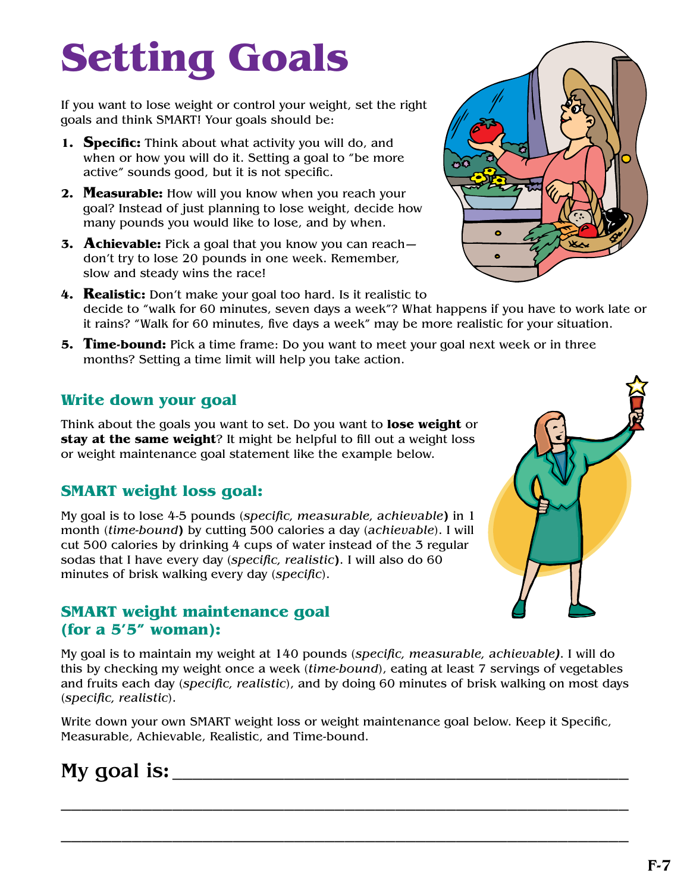# Setting Goals

If you want to lose weight or control your weight, set the right goals and think SMART! Your goals should be:

1. **Specific:** Think about what activity you will do, and when or how you will do it. Setting a goal to "be more active" sounds good, but it is not specific.
2. **Measurable:** How will you know when you reach your goal? Instead of just planning to lose weight, decide how many pounds you would like to lose, and by when.
3. **Achievable:** Pick a goal that you know you can reach—don't try to lose 20 pounds in one week. Remember, slow and steady wins the race!
4. **Realistic:** Don't make your goal too hard. Is it realistic to decide to "walk for 60 minutes, seven days a week"? What happens if you have to work late or it rains? "Walk for 60 minutes, five days a week" may be more realistic for your situation.
5. **Time-bound:** Pick a time frame: Do you want to meet your goal next week or in three months? Setting a time limit will help you take action.

## Write down your goal

Think about the goals you want to set. Do you want to **lose weight** or **stay at the same weight**? It might be helpful to fill out a weight loss or weight maintenance goal statement like the example below.

## SMART weight loss goal:

My goal is to lose 4-5 pounds (*specific, measurable, achievable*) in 1 month (*time-bound*) by cutting 500 calories a day (*achievable*). I will cut 500 calories by drinking 4 cups of water instead of the 3 regular sodas that I have every day (*specific, realistic*). I will also do 60 minutes of brisk walking every day (*specific*).

## SMART weight maintenance goal (for a 5'5" woman):

My goal is to maintain my weight at 140 pounds (*specific, measurable, achievable*). I will do this by checking my weight once a week (*time-bound*), eating at least 7 servings of vegetables and fruits each day (*specific, realistic*), and by doing 60 minutes of brisk walking on most days (*specific, realistic*).

Write down your own SMART weight loss or weight maintenance goal below. Keep it Specific, Measurable, Achievable, Realistic, and Time-bound.

## My goal is: ______________________________________________

_______________________________________________________________

_______________________________________________________________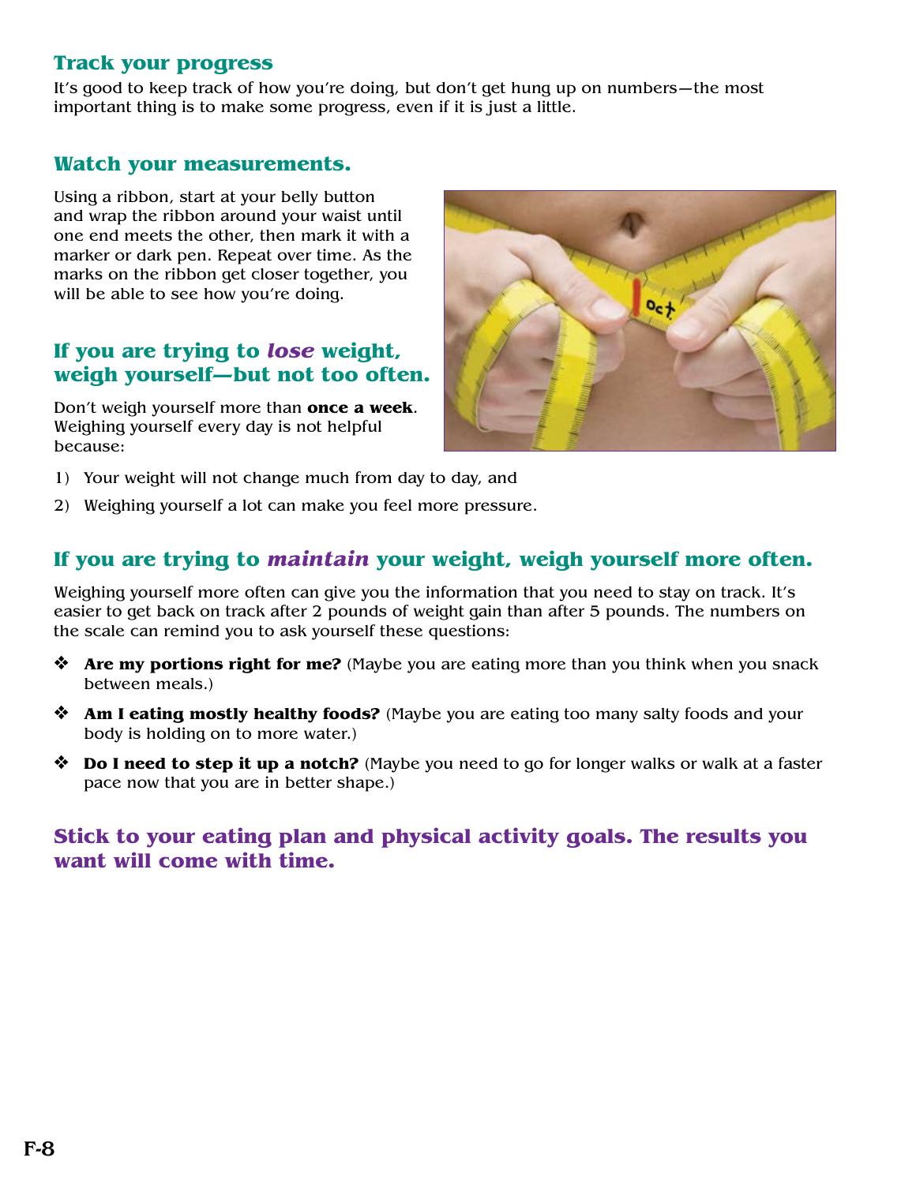## Track your progress

It's good to keep track of how you're doing, but don't get hung up on numbers—the most important thing is to make some progress, even if it is just a little.

### Watch your measurements.

Using a ribbon, start at your belly button and wrap the ribbon around your waist until one end meets the other, then mark it with a marker or dark pen. Repeat over time. As the marks on the ribbon get closer together, you will be able to see how you're doing.

### If you are trying to *lose* weight, weigh yourself—but not too often.

Don't weigh yourself more than **once a week**. Weighing yourself every day is not helpful because:

1) Your weight will not change much from day to day, and
2) Weighing yourself a lot can make you feel more pressure.

### If you are trying to *maintain* your weight, weigh yourself more often.

Weighing yourself more often can give you the information that you need to stay on track. It's easier to get back on track after 2 pounds of weight gain than after 5 pounds. The numbers on the scale can remind you to ask yourself these questions:

- **Are my portions right for me?** (Maybe you are eating more than you think when you snack between meals.)
- **Am I eating mostly healthy foods?** (Maybe you are eating too many salty foods and your body is holding on to more water.)
- **Do I need to step it up a notch?** (Maybe you need to go for longer walks or walk at a faster pace now that you are in better shape.)

**Stick to your eating plan and physical activity goals. The results you want will come with time.**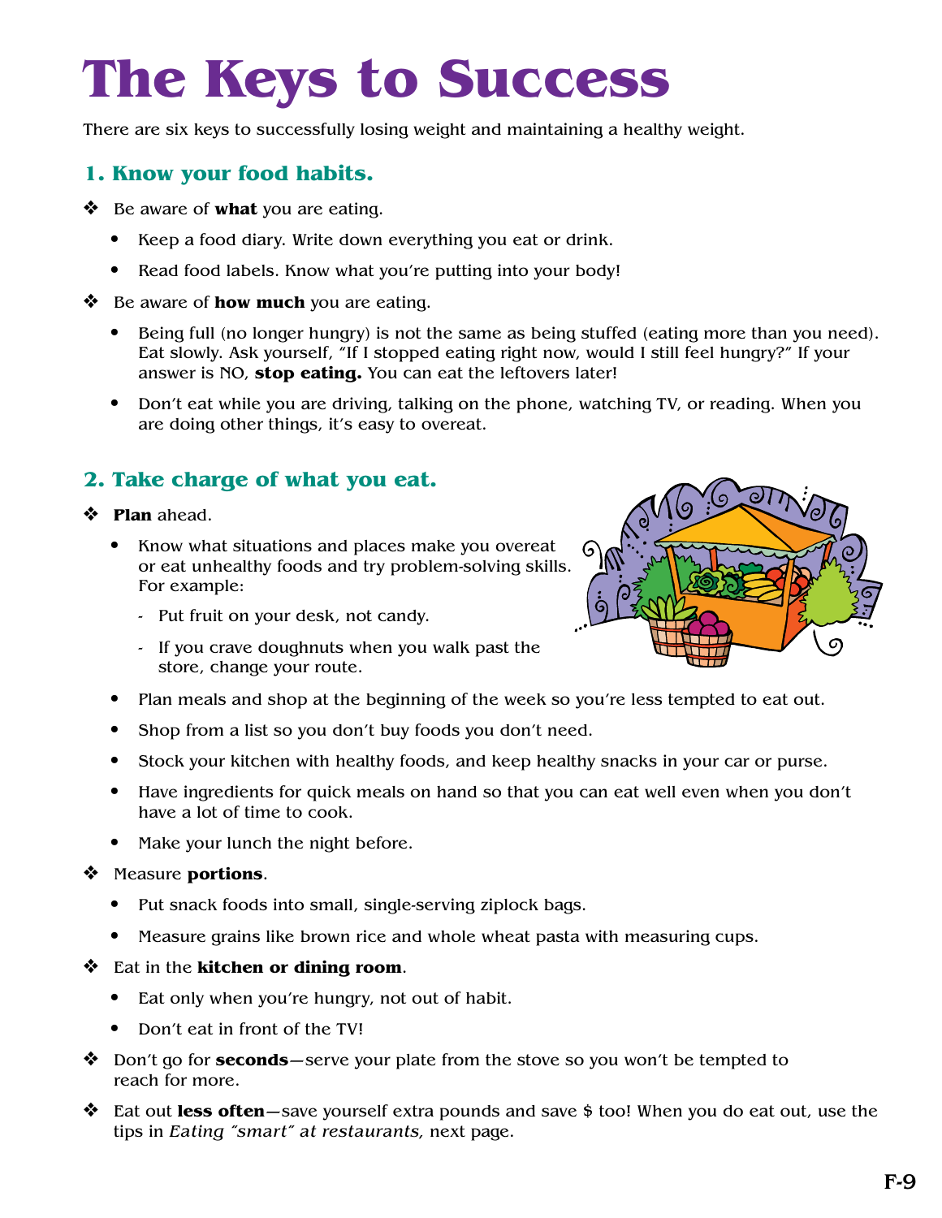# The Keys to Success

There are six keys to successfully losing weight and maintaining a healthy weight.

## 1. Know your food habits.

- Be aware of **what** you are eating.
  - Keep a food diary. Write down everything you eat or drink.
  - Read food labels. Know what you're putting into your body!
- Be aware of **how much** you are eating.
  - Being full (no longer hungry) is not the same as being stuffed (eating more than you need). Eat slowly. Ask yourself, "If I stopped eating right now, would I still feel hungry?" If your answer is NO, **stop eating.** You can eat the leftovers later!
  - Don't eat while you are driving, talking on the phone, watching TV, or reading. When you are doing other things, it's easy to overeat.

## 2. Take charge of what you eat.

- **Plan** ahead.
  - Know what situations and places make you overeat or eat unhealthy foods and try problem-solving skills. For example:
    - Put fruit on your desk, not candy.
    - If you crave doughnuts when you walk past the store, change your route.
  - Plan meals and shop at the beginning of the week so you're less tempted to eat out.
  - Shop from a list so you don't buy foods you don't need.
  - Stock your kitchen with healthy foods, and keep healthy snacks in your car or purse.
  - Have ingredients for quick meals on hand so that you can eat well even when you don't have a lot of time to cook.
  - Make your lunch the night before.
- Measure **portions**.
  - Put snack foods into small, single-serving ziplock bags.
  - Measure grains like brown rice and whole wheat pasta with measuring cups.
- Eat in the **kitchen or dining room**.
  - Eat only when you're hungry, not out of habit.
  - Don't eat in front of the TV!
- Don't go for **seconds**—serve your plate from the stove so you won't be tempted to reach for more.
- Eat out **less often**—save yourself extra pounds and save $ too! When you do eat out, use the tips in *Eating "smart" at restaurants,* next page.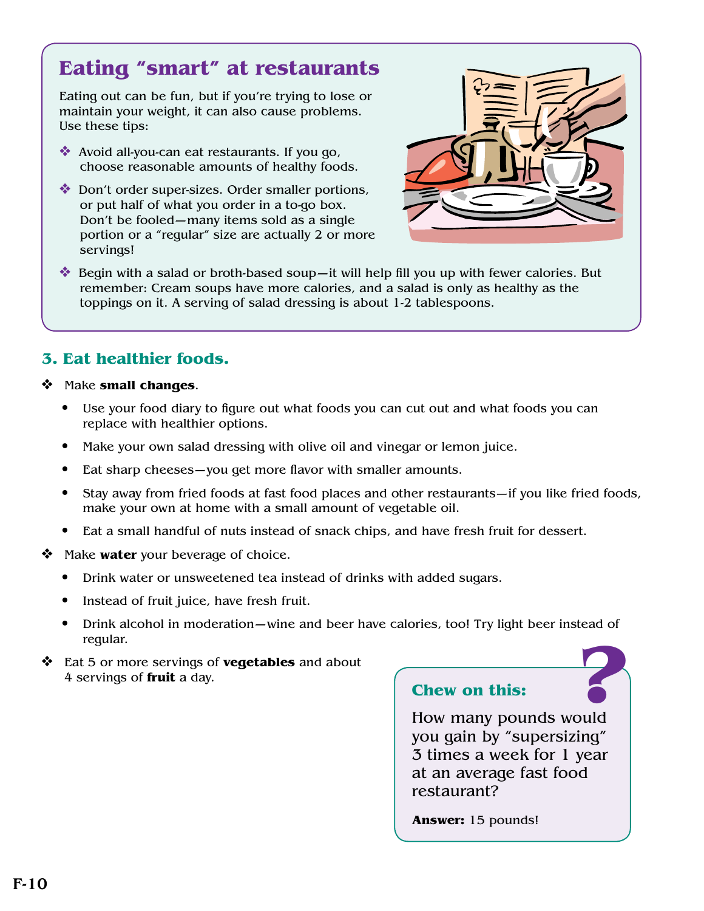## Eating "smart" at restaurants

Eating out can be fun, but if you're trying to lose or maintain your weight, it can also cause problems. Use these tips:

- Avoid all-you-can eat restaurants. If you go, choose reasonable amounts of healthy foods.
- Don't order super-sizes. Order smaller portions, or put half of what you order in a to-go box. Don't be fooled—many items sold as a single portion or a "regular" size are actually 2 or more servings!
- Begin with a salad or broth-based soup—it will help fill you up with fewer calories. But remember: Cream soups have more calories, and a salad is only as healthy as the toppings on it. A serving of salad dressing is about 1-2 tablespoons.

### 3. Eat healthier foods.

- Make **small changes**.
  - Use your food diary to figure out what foods you can cut out and what foods you can replace with healthier options.
  - Make your own salad dressing with olive oil and vinegar or lemon juice.
  - Eat sharp cheeses—you get more flavor with smaller amounts.
  - Stay away from fried foods at fast food places and other restaurants—if you like fried foods, make your own at home with a small amount of vegetable oil.
  - Eat a small handful of nuts instead of snack chips, and have fresh fruit for dessert.
- Make **water** your beverage of choice.
  - Drink water or unsweetened tea instead of drinks with added sugars.
  - Instead of fruit juice, have fresh fruit.
  - Drink alcohol in moderation—wine and beer have calories, too! Try light beer instead of regular.
- Eat 5 or more servings of **vegetables** and about 4 servings of **fruit** a day.

**Chew on this:**

How many pounds would you gain by "supersizing" 3 times a week for 1 year at an average fast food restaurant?

**Answer:** 15 pounds!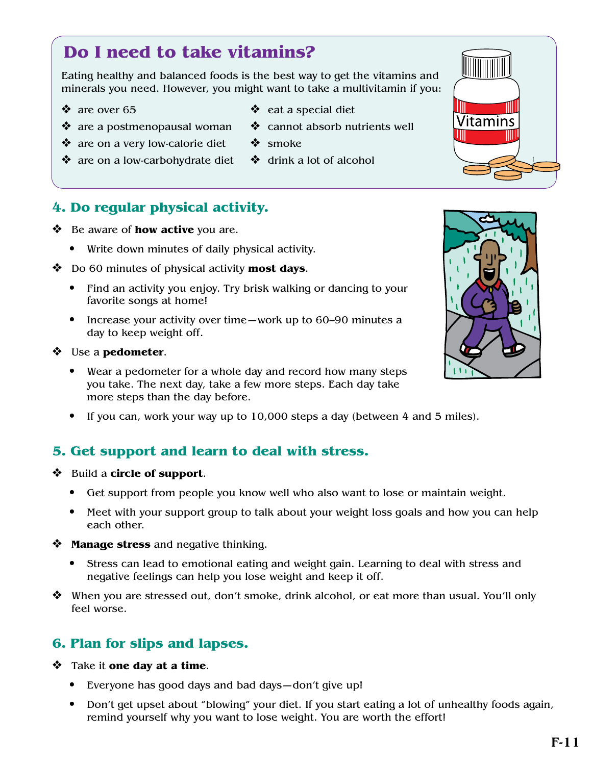## Do I need to take vitamins?

Eating healthy and balanced foods is the best way to get the vitamins and minerals you need. However, you might want to take a multivitamin if you:

- are over 65
- are a postmenopausal woman
- are on a very low-calorie diet
- are on a low-carbohydrate diet
- eat a special diet
- cannot absorb nutrients well
- smoke
- drink a lot of alcohol

### 4. Do regular physical activity.

- Be aware of **how active** you are.
  - Write down minutes of daily physical activity.
- Do 60 minutes of physical activity **most days**.
  - Find an activity you enjoy. Try brisk walking or dancing to your favorite songs at home!
  - Increase your activity over time—work up to 60–90 minutes a day to keep weight off.
- Use a **pedometer**.
  - Wear a pedometer for a whole day and record how many steps you take. The next day, take a few more steps. Each day take more steps than the day before.
  - If you can, work your way up to 10,000 steps a day (between 4 and 5 miles).

### 5. Get support and learn to deal with stress.

- Build a **circle of support**.
  - Get support from people you know well who also want to lose or maintain weight.
  - Meet with your support group to talk about your weight loss goals and how you can help each other.
- **Manage stress** and negative thinking.
  - Stress can lead to emotional eating and weight gain. Learning to deal with stress and negative feelings can help you lose weight and keep it off.
- When you are stressed out, don't smoke, drink alcohol, or eat more than usual. You'll only feel worse.

### 6. Plan for slips and lapses.

- Take it **one day at a time**.
  - Everyone has good days and bad days—don't give up!
  - Don't get upset about "blowing" your diet. If you start eating a lot of unhealthy foods again, remind yourself why you want to lose weight. You are worth the effort!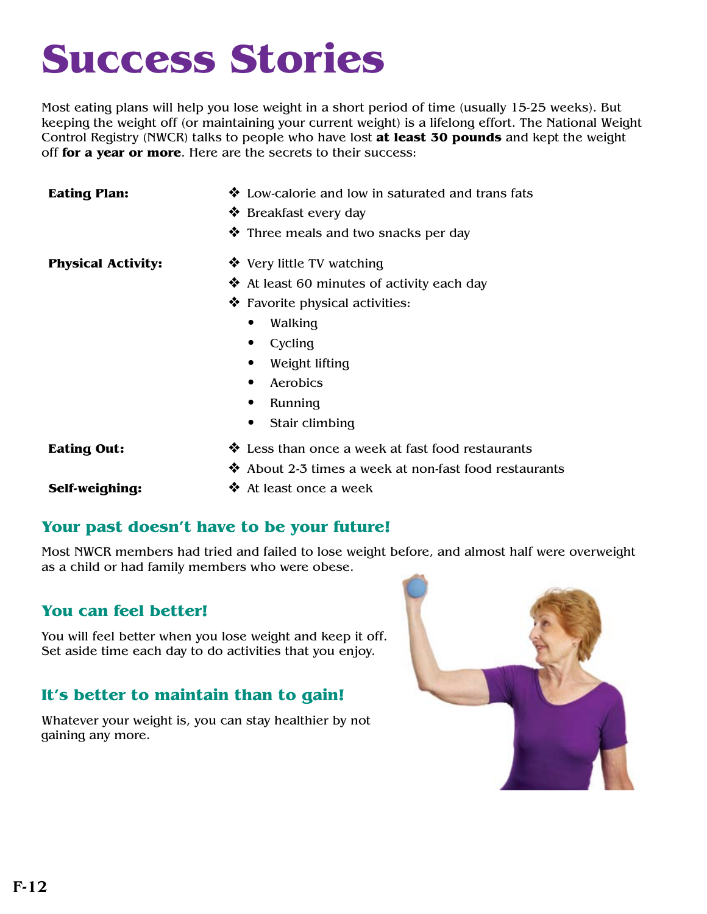# Success Stories

Most eating plans will help you lose weight in a short period of time (usually 15-25 weeks). But keeping the weight off (or maintaining your current weight) is a lifelong effort. The National Weight Control Registry (NWCR) talks to people who have lost **at least 30 pounds** and kept the weight off **for a year or more**. Here are the secrets to their success:

**Eating Plan:**

- ❖ Low-calorie and low in saturated and trans fats
- ❖ Breakfast every day
- ❖ Three meals and two snacks per day

**Physical Activity:**

- ❖ Very little TV watching
- ❖ At least 60 minutes of activity each day
- ❖ Favorite physical activities:
  - Walking
  - Cycling
  - Weight lifting
  - Aerobics
  - Running
  - Stair climbing

**Eating Out:**

- ❖ Less than once a week at fast food restaurants
- ❖ About 2-3 times a week at non-fast food restaurants

**Self-weighing:**

- ❖ At least once a week

## Your past doesn't have to be your future!

Most NWCR members had tried and failed to lose weight before, and almost half were overweight as a child or had family members who were obese.

## You can feel better!

You will feel better when you lose weight and keep it off. Set aside time each day to do activities that you enjoy.

## It's better to maintain than to gain!

Whatever your weight is, you can stay healthier by not gaining any more.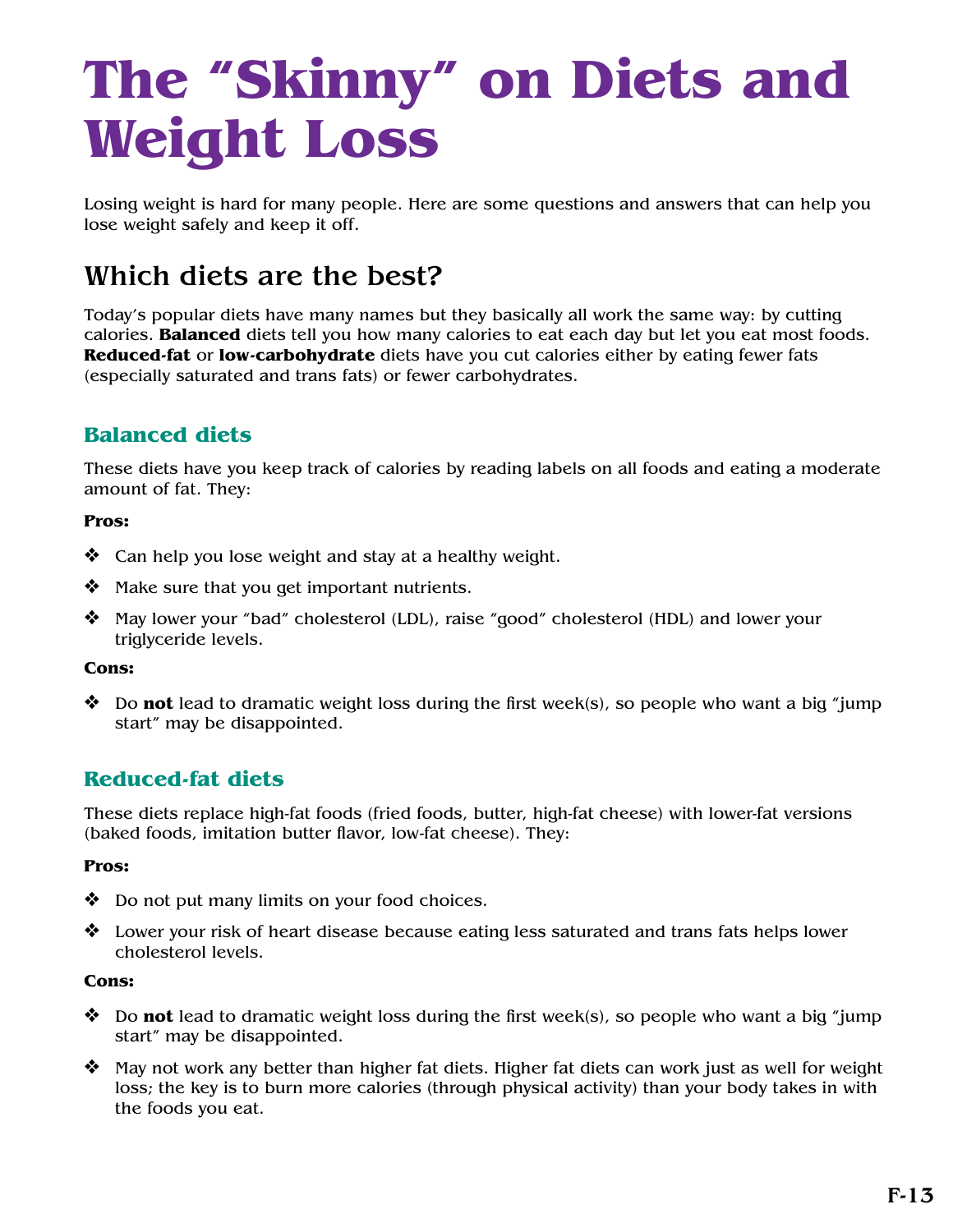# The "Skinny" on Diets and Weight Loss

Losing weight is hard for many people. Here are some questions and answers that can help you lose weight safely and keep it off.

## Which diets are the best?

Today's popular diets have many names but they basically all work the same way: by cutting calories. **Balanced** diets tell you how many calories to eat each day but let you eat most foods. **Reduced-fat** or **low-carbohydrate** diets have you cut calories either by eating fewer fats (especially saturated and trans fats) or fewer carbohydrates.

### Balanced diets

These diets have you keep track of calories by reading labels on all foods and eating a moderate amount of fat. They:

**Pros:**

- Can help you lose weight and stay at a healthy weight.
- Make sure that you get important nutrients.
- May lower your "bad" cholesterol (LDL), raise "good" cholesterol (HDL) and lower your triglyceride levels.

**Cons:**

- Do **not** lead to dramatic weight loss during the first week(s), so people who want a big "jump start" may be disappointed.

### Reduced-fat diets

These diets replace high-fat foods (fried foods, butter, high-fat cheese) with lower-fat versions (baked foods, imitation butter flavor, low-fat cheese). They:

**Pros:**

- Do not put many limits on your food choices.
- Lower your risk of heart disease because eating less saturated and trans fats helps lower cholesterol levels.

**Cons:**

- Do **not** lead to dramatic weight loss during the first week(s), so people who want a big "jump start" may be disappointed.
- May not work any better than higher fat diets. Higher fat diets can work just as well for weight loss; the key is to burn more calories (through physical activity) than your body takes in with the foods you eat.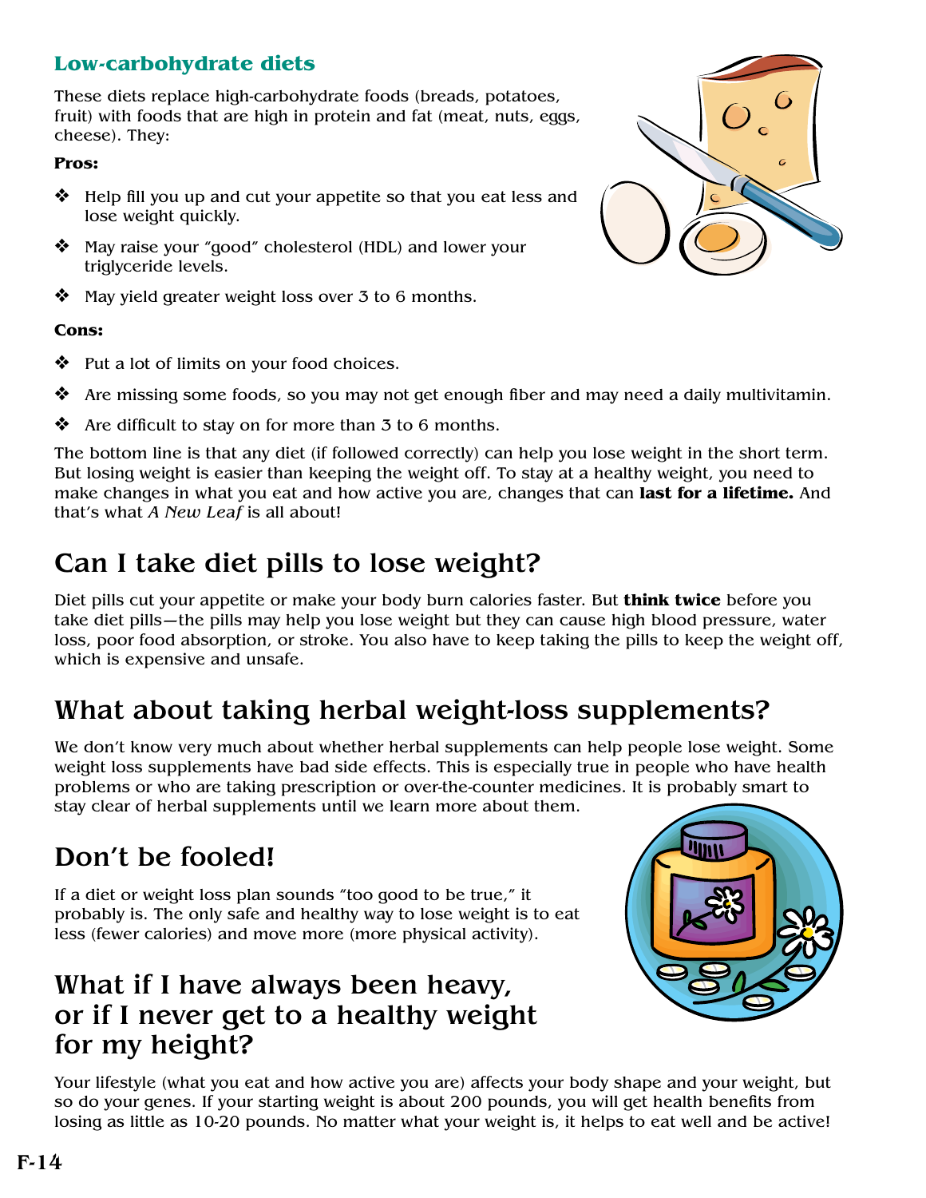### Low-carbohydrate diets

These diets replace high-carbohydrate foods (breads, potatoes, fruit) with foods that are high in protein and fat (meat, nuts, eggs, cheese). They:

**Pros:**

- Help fill you up and cut your appetite so that you eat less and lose weight quickly.
- May raise your "good" cholesterol (HDL) and lower your triglyceride levels.
- May yield greater weight loss over 3 to 6 months.

**Cons:**

- Put a lot of limits on your food choices.
- Are missing some foods, so you may not get enough fiber and may need a daily multivitamin.
- Are difficult to stay on for more than 3 to 6 months.

The bottom line is that any diet (if followed correctly) can help you lose weight in the short term. But losing weight is easier than keeping the weight off. To stay at a healthy weight, you need to make changes in what you eat and how active you are, changes that can **last for a lifetime.** And that's what *A New Leaf* is all about!

## Can I take diet pills to lose weight?

Diet pills cut your appetite or make your body burn calories faster. But **think twice** before you take diet pills—the pills may help you lose weight but they can cause high blood pressure, water loss, poor food absorption, or stroke. You also have to keep taking the pills to keep the weight off, which is expensive and unsafe.

## What about taking herbal weight-loss supplements?

We don't know very much about whether herbal supplements can help people lose weight. Some weight loss supplements have bad side effects. This is especially true in people who have health problems or who are taking prescription or over-the-counter medicines. It is probably smart to stay clear of herbal supplements until we learn more about them.

## Don't be fooled!

If a diet or weight loss plan sounds "too good to be true," it probably is. The only safe and healthy way to lose weight is to eat less (fewer calories) and move more (more physical activity).

## What if I have always been heavy, or if I never get to a healthy weight for my height?

Your lifestyle (what you eat and how active you are) affects your body shape and your weight, but so do your genes. If your starting weight is about 200 pounds, you will get health benefits from losing as little as 10-20 pounds. No matter what your weight is, it helps to eat well and be active!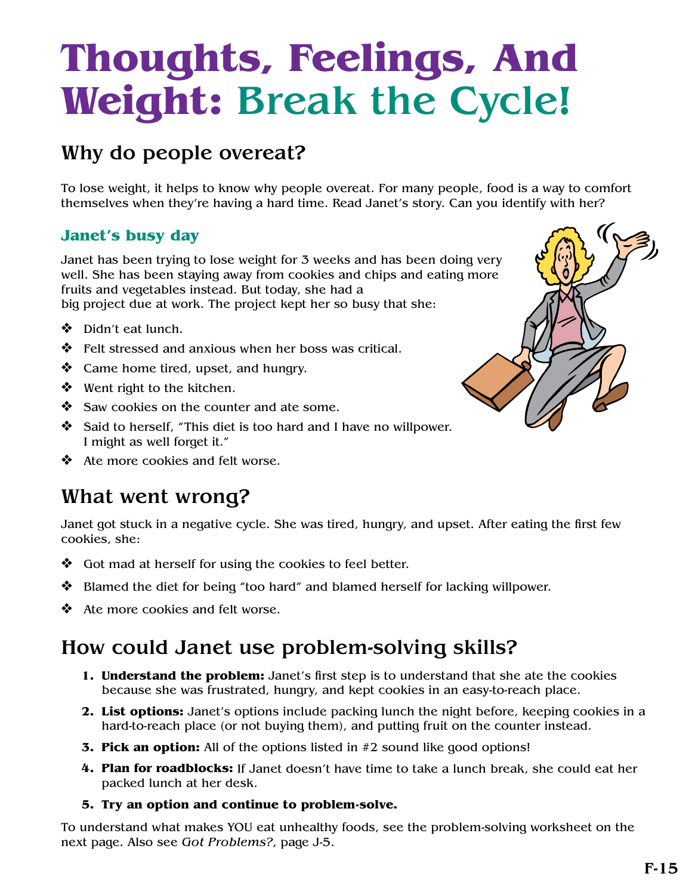# Thoughts, Feelings, And Weight: Break the Cycle!

## Why do people overeat?

To lose weight, it helps to know why people overeat. For many people, food is a way to comfort themselves when they're having a hard time. Read Janet's story. Can you identify with her?

### Janet's busy day

Janet has been trying to lose weight for 3 weeks and has been doing very well. She has been staying away from cookies and chips and eating more fruits and vegetables instead. But today, she had a big project due at work. The project kept her so busy that she:

- Didn't eat lunch.
- Felt stressed and anxious when her boss was critical.
- Came home tired, upset, and hungry.
- Went right to the kitchen.
- Saw cookies on the counter and ate some.
- Said to herself, "This diet is too hard and I have no willpower. I might as well forget it."
- Ate more cookies and felt worse.

## What went wrong?

Janet got stuck in a negative cycle. She was tired, hungry, and upset. After eating the first few cookies, she:

- Got mad at herself for using the cookies to feel better.
- Blamed the diet for being "too hard" and blamed herself for lacking willpower.
- Ate more cookies and felt worse.

## How could Janet use problem-solving skills?

1. **Understand the problem:** Janet's first step is to understand that she ate the cookies because she was frustrated, hungry, and kept cookies in an easy-to-reach place.
2. **List options:** Janet's options include packing lunch the night before, keeping cookies in a hard-to-reach place (or not buying them), and putting fruit on the counter instead.
3. **Pick an option:** All of the options listed in #2 sound like good options!
4. **Plan for roadblocks:** If Janet doesn't have time to take a lunch break, she could eat her packed lunch at her desk.
5. **Try an option and continue to problem-solve.**

To understand what makes YOU eat unhealthy foods, see the problem-solving worksheet on the next page. Also see *Got Problems?*, page J-5.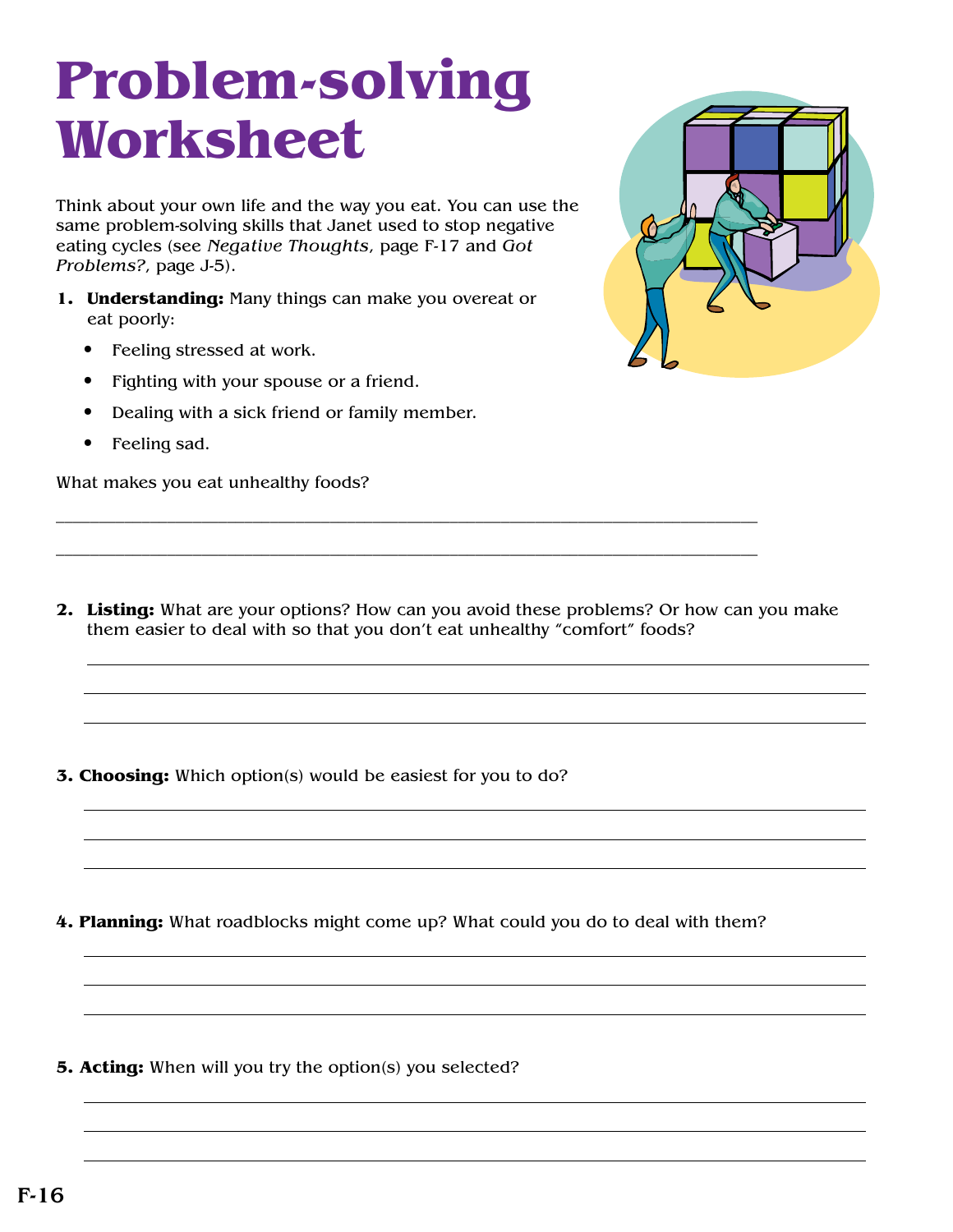# Problem-solving Worksheet

Think about your own life and the way you eat. You can use the same problem-solving skills that Janet used to stop negative eating cycles (see *Negative Thoughts*, page F-17 and *Got Problems?*, page J-5).

1. **Understanding:** Many things can make you overeat or eat poorly:
   - Feeling stressed at work.
   - Fighting with your spouse or a friend.
   - Dealing with a sick friend or family member.
   - Feeling sad.

What makes you eat unhealthy foods?

______________________________________________________________________

______________________________________________________________________

2. **Listing:** What are your options? How can you avoid these problems? Or how can you make them easier to deal with so that you don't eat unhealthy "comfort" foods?

______________________________________________________________________

______________________________________________________________________

______________________________________________________________________

3. **Choosing:** Which option(s) would be easiest for you to do?

______________________________________________________________________

______________________________________________________________________

______________________________________________________________________

4. **Planning:** What roadblocks might come up? What could you do to deal with them?

______________________________________________________________________

______________________________________________________________________

______________________________________________________________________

5. **Acting:** When will you try the option(s) you selected?

______________________________________________________________________

______________________________________________________________________

______________________________________________________________________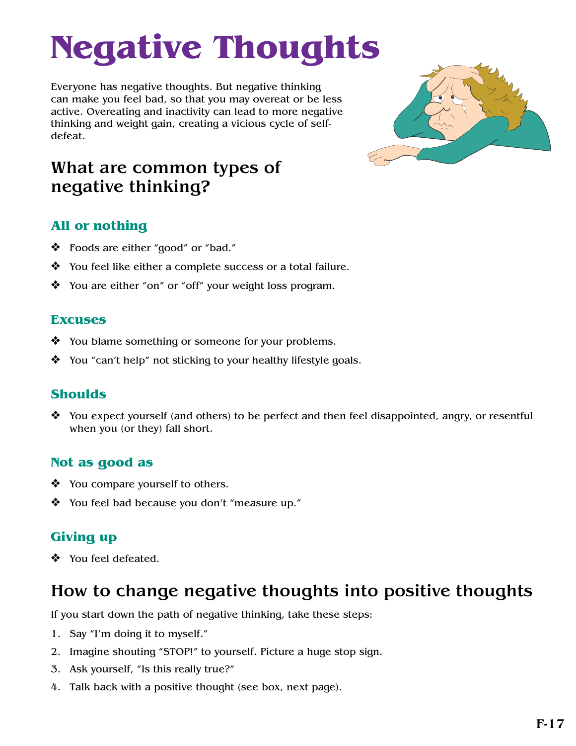# Negative Thoughts

Everyone has negative thoughts. But negative thinking can make you feel bad, so that you may overeat or be less active. Overeating and inactivity can lead to more negative thinking and weight gain, creating a vicious cycle of self-defeat.

## What are common types of negative thinking?

### All or nothing

- Foods are either "good" or "bad."
- You feel like either a complete success or a total failure.
- You are either "on" or "off" your weight loss program.

### Excuses

- You blame something or someone for your problems.
- You "can't help" not sticking to your healthy lifestyle goals.

### Shoulds

- You expect yourself (and others) to be perfect and then feel disappointed, angry, or resentful when you (or they) fall short.

### Not as good as

- You compare yourself to others.
- You feel bad because you don't "measure up."

### Giving up

- You feel defeated.

## How to change negative thoughts into positive thoughts

If you start down the path of negative thinking, take these steps:

1. Say "I'm doing it to myself."
2. Imagine shouting "STOP!" to yourself. Picture a huge stop sign.
3. Ask yourself, "Is this really true?"
4. Talk back with a positive thought (see box, next page).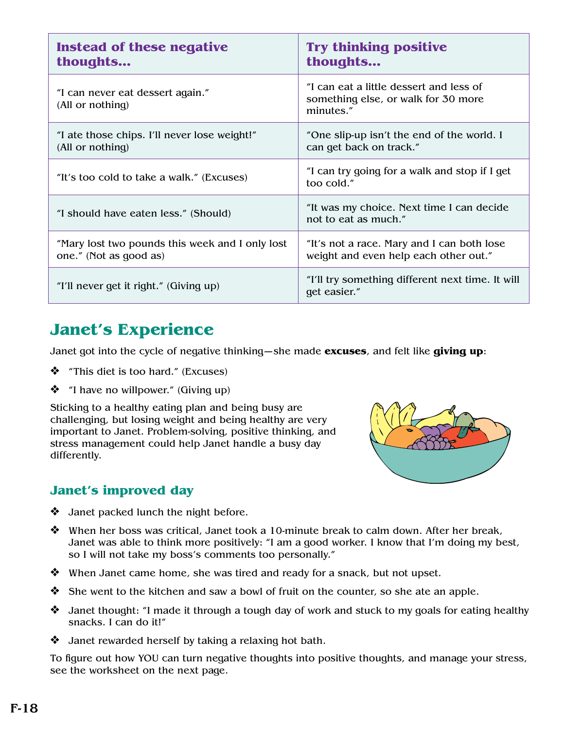| Instead of these negative thoughts... | Try thinking positive thoughts... |
| --- | --- |
| "I can never eat dessert again." (All or nothing) | "I can eat a little dessert and less of something else, or walk for 30 more minutes." |
| "I ate those chips. I'll never lose weight!" (All or nothing) | "One slip-up isn't the end of the world. I can get back on track." |
| "It's too cold to take a walk." (Excuses) | "I can try going for a walk and stop if I get too cold." |
| "I should have eaten less." (Should) | "It was my choice. Next time I can decide not to eat as much." |
| "Mary lost two pounds this week and I only lost one." (Not as good as) | "It's not a race. Mary and I can both lose weight and even help each other out." |
| "I'll never get it right." (Giving up) | "I'll try something different next time. It will get easier." |

## Janet's Experience

Janet got into the cycle of negative thinking—she made **excuses**, and felt like **giving up**:

- "This diet is too hard." (Excuses)
- "I have no willpower." (Giving up)

Sticking to a healthy eating plan and being busy are challenging, but losing weight and being healthy are very important to Janet. Problem-solving, positive thinking, and stress management could help Janet handle a busy day differently.

### Janet's improved day

- Janet packed lunch the night before.
- When her boss was critical, Janet took a 10-minute break to calm down. After her break, Janet was able to think more positively: "I am a good worker. I know that I'm doing my best, so I will not take my boss's comments too personally."
- When Janet came home, she was tired and ready for a snack, but not upset.
- She went to the kitchen and saw a bowl of fruit on the counter, so she ate an apple.
- Janet thought: "I made it through a tough day of work and stuck to my goals for eating healthy snacks. I can do it!"
- Janet rewarded herself by taking a relaxing hot bath.

To figure out how YOU can turn negative thoughts into positive thoughts, and manage your stress, see the worksheet on the next page.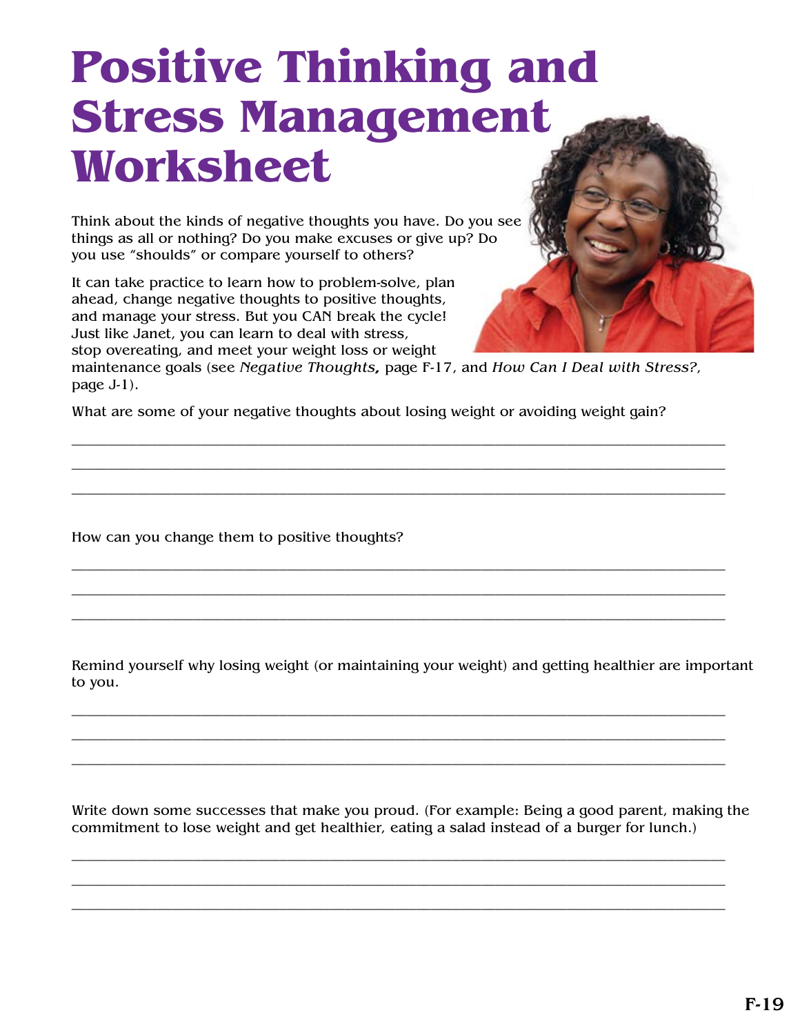# Positive Thinking and Stress Management Worksheet

Think about the kinds of negative thoughts you have. Do you see things as all or nothing? Do you make excuses or give up? Do you use "shoulds" or compare yourself to others?

It can take practice to learn how to problem-solve, plan ahead, change negative thoughts to positive thoughts, and manage your stress. But you CAN break the cycle! Just like Janet, you can learn to deal with stress, stop overeating, and meet your weight loss or weight maintenance goals (see *Negative Thoughts***,** page F-17, and *How Can I Deal with Stress?*, page J-1).

What are some of your negative thoughts about losing weight or avoiding weight gain?

_______________________________________________________________________________

_______________________________________________________________________________

_______________________________________________________________________________

How can you change them to positive thoughts?

_______________________________________________________________________________

_______________________________________________________________________________

_______________________________________________________________________________

Remind yourself why losing weight (or maintaining your weight) and getting healthier are important to you.

_______________________________________________________________________________

_______________________________________________________________________________

_______________________________________________________________________________

Write down some successes that make you proud. (For example: Being a good parent, making the commitment to lose weight and get healthier, eating a salad instead of a burger for lunch.)

_______________________________________________________________________________

_______________________________________________________________________________

_______________________________________________________________________________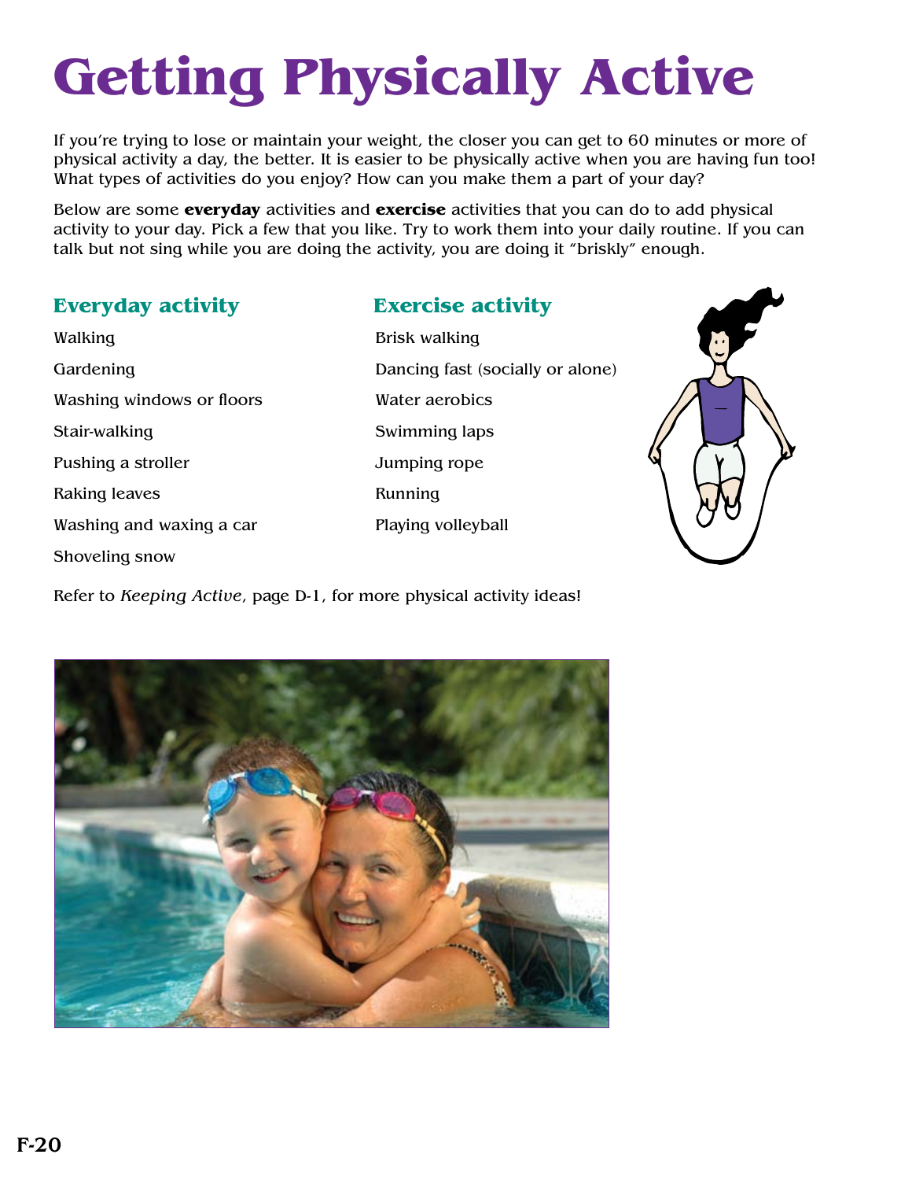# Getting Physically Active

If you're trying to lose or maintain your weight, the closer you can get to 60 minutes or more of physical activity a day, the better. It is easier to be physically active when you are having fun too! What types of activities do you enjoy? How can you make them a part of your day?

Below are some **everyday** activities and **exercise** activities that you can do to add physical activity to your day. Pick a few that you like. Try to work them into your daily routine. If you can talk but not sing while you are doing the activity, you are doing it "briskly" enough.

## Everyday activity

- Walking
- Gardening
- Washing windows or floors
- Stair-walking
- Pushing a stroller
- Raking leaves
- Washing and waxing a car
- Shoveling snow

## Exercise activity

- Brisk walking
- Dancing fast (socially or alone)
- Water aerobics
- Swimming laps
- Jumping rope
- Running
- Playing volleyball

Refer to *Keeping Active*, page D-1, for more physical activity ideas!